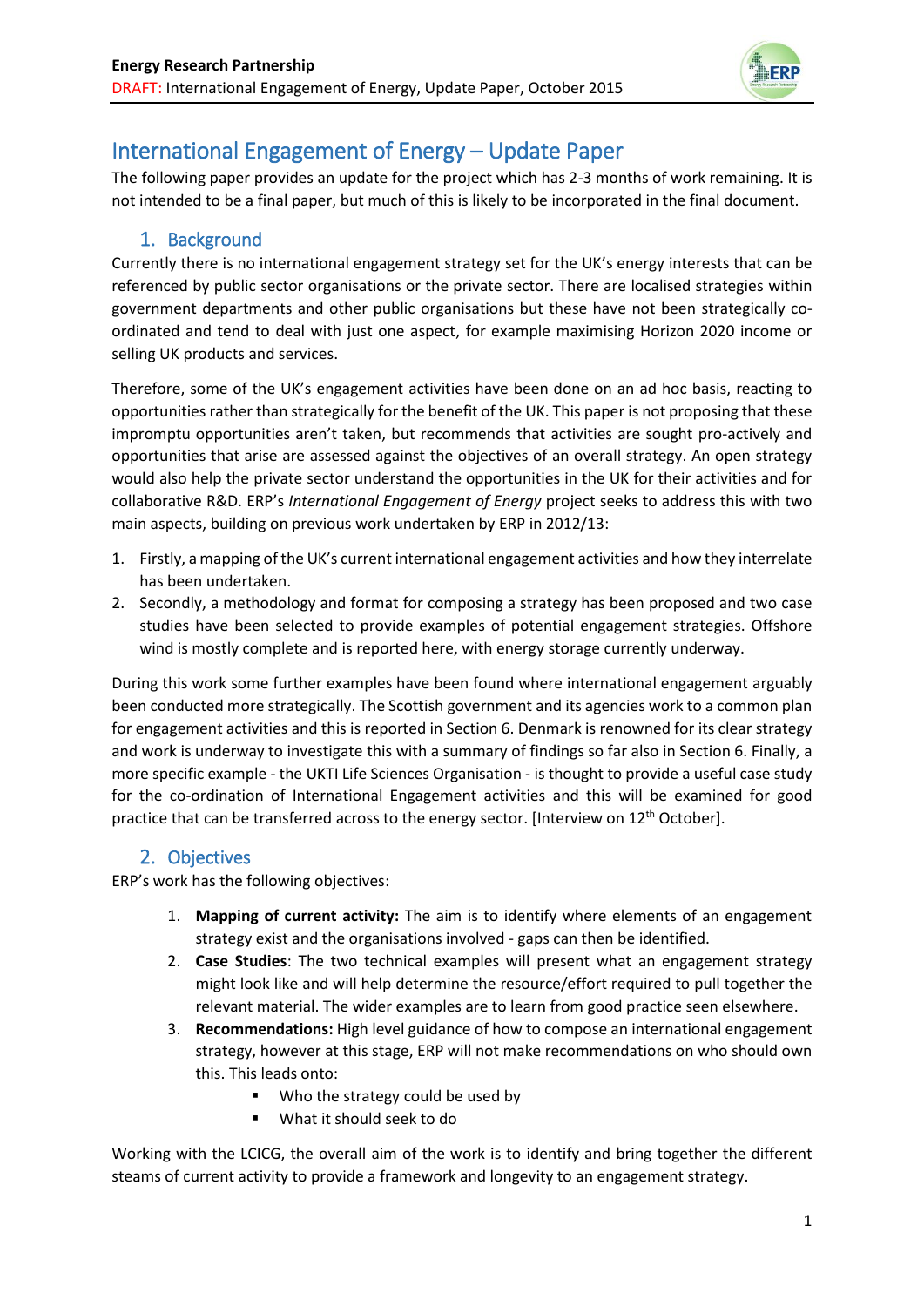# International Engagement of Energy – Update Paper

The following paper provides an update for the project which has 2-3 months of work remaining. It is not intended to be a final paper, but much of this is likely to be incorporated in the final document.

## 1. Background

Currently there is no international engagement strategy set for the UK's energy interests that can be referenced by public sector organisations or the private sector. There are localised strategies within government departments and other public organisations but these have not been strategically co-ordinated and tend to deal with just one aspect, for example maximising Horizon 2020 income or selling UK products and services.

Therefore, some of the UK's engagement activities have been done on an ad hoc basis, reacting to opportunities rather than strategically for the benefit of the UK. This paper is not proposing that these impromptu opportunities aren't taken, but recommends that activities are sought pro-actively and opportunities that arise are assessed against the objectives of an overall strategy. An open strategy would also help the private sector understand the opportunities in the UK for their activities and for collaborative R&D. ERP's *International Engagement of Energy* project seeks to address this with two main aspects, building on previous work undertaken by ERP in 2012/13:

1. Firstly, a mapping of the UK's current international engagement activities and how they interrelate has been undertaken.
2. Secondly, a methodology and format for composing a strategy has been proposed and two case studies have been selected to provide examples of potential engagement strategies. Offshore wind is mostly complete and is reported here, with energy storage currently underway.

During this work some further examples have been found where international engagement arguably been conducted more strategically. The Scottish government and its agencies work to a common plan for engagement activities and this is reported in Section 6. Denmark is renowned for its clear strategy and work is underway to investigate this with a summary of findings so far also in Section 6. Finally, a more specific example - the UKTI Life Sciences Organisation - is thought to provide a useful case study for the co-ordination of International Engagement activities and this will be examined for good practice that can be transferred across to the energy sector. [Interview on 12th October].

## 2. Objectives

ERP's work has the following objectives:

1. **Mapping of current activity:** The aim is to identify where elements of an engagement strategy exist and the organisations involved - gaps can then be identified.
2. **Case Studies**: The two technical examples will present what an engagement strategy might look like and will help determine the resource/effort required to pull together the relevant material. The wider examples are to learn from good practice seen elsewhere.
3. **Recommendations:** High level guidance of how to compose an international engagement strategy, however at this stage, ERP will not make recommendations on who should own this. This leads onto:
    - Who the strategy could be used by
    - What it should seek to do

Working with the LCICG, the overall aim of the work is to identify and bring together the different steams of current activity to provide a framework and longevity to an engagement strategy.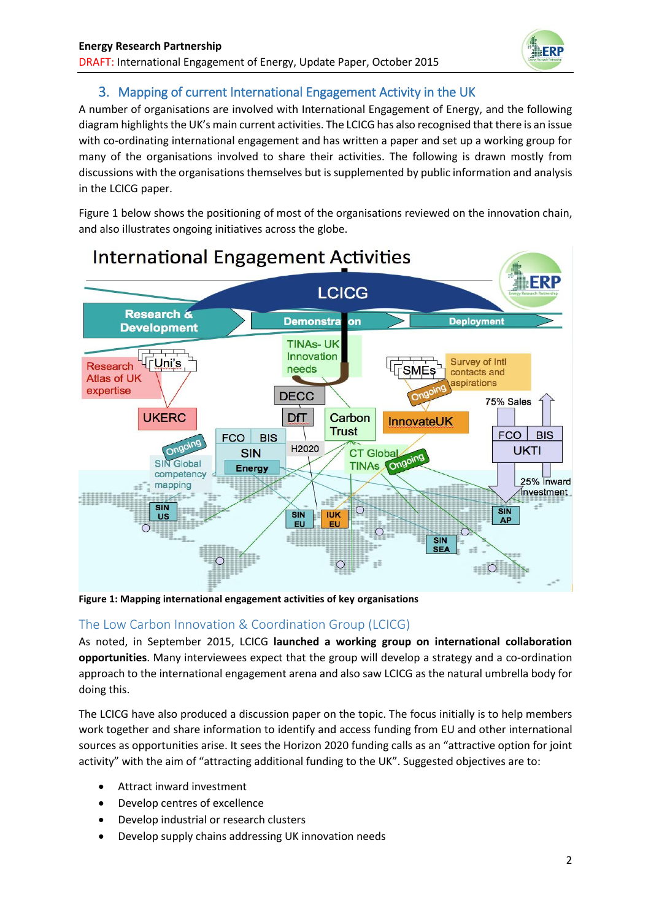## 3. Mapping of current International Engagement Activity in the UK

A number of organisations are involved with International Engagement of Energy, and the following diagram highlights the UK's main current activities. The LCICG has also recognised that there is an issue with co-ordinating international engagement and has written a paper and set up a working group for many of the organisations involved to share their activities. The following is drawn mostly from discussions with the organisations themselves but is supplemented by public information and analysis in the LCICG paper.

Figure 1 below shows the positioning of most of the organisations reviewed on the innovation chain, and also illustrates ongoing initiatives across the globe.

**Figure 1: Mapping international engagement activities of key organisations**

### The Low Carbon Innovation & Coordination Group (LCICG)

As noted, in September 2015, LCICG **launched a working group on international collaboration opportunities**. Many interviewees expect that the group will develop a strategy and a co-ordination approach to the international engagement arena and also saw LCICG as the natural umbrella body for doing this.

The LCICG have also produced a discussion paper on the topic. The focus initially is to help members work together and share information to identify and access funding from EU and other international sources as opportunities arise. It sees the Horizon 2020 funding calls as an "attractive option for joint activity" with the aim of "attracting additional funding to the UK". Suggested objectives are to:

- Attract inward investment
- Develop centres of excellence
- Develop industrial or research clusters
- Develop supply chains addressing UK innovation needs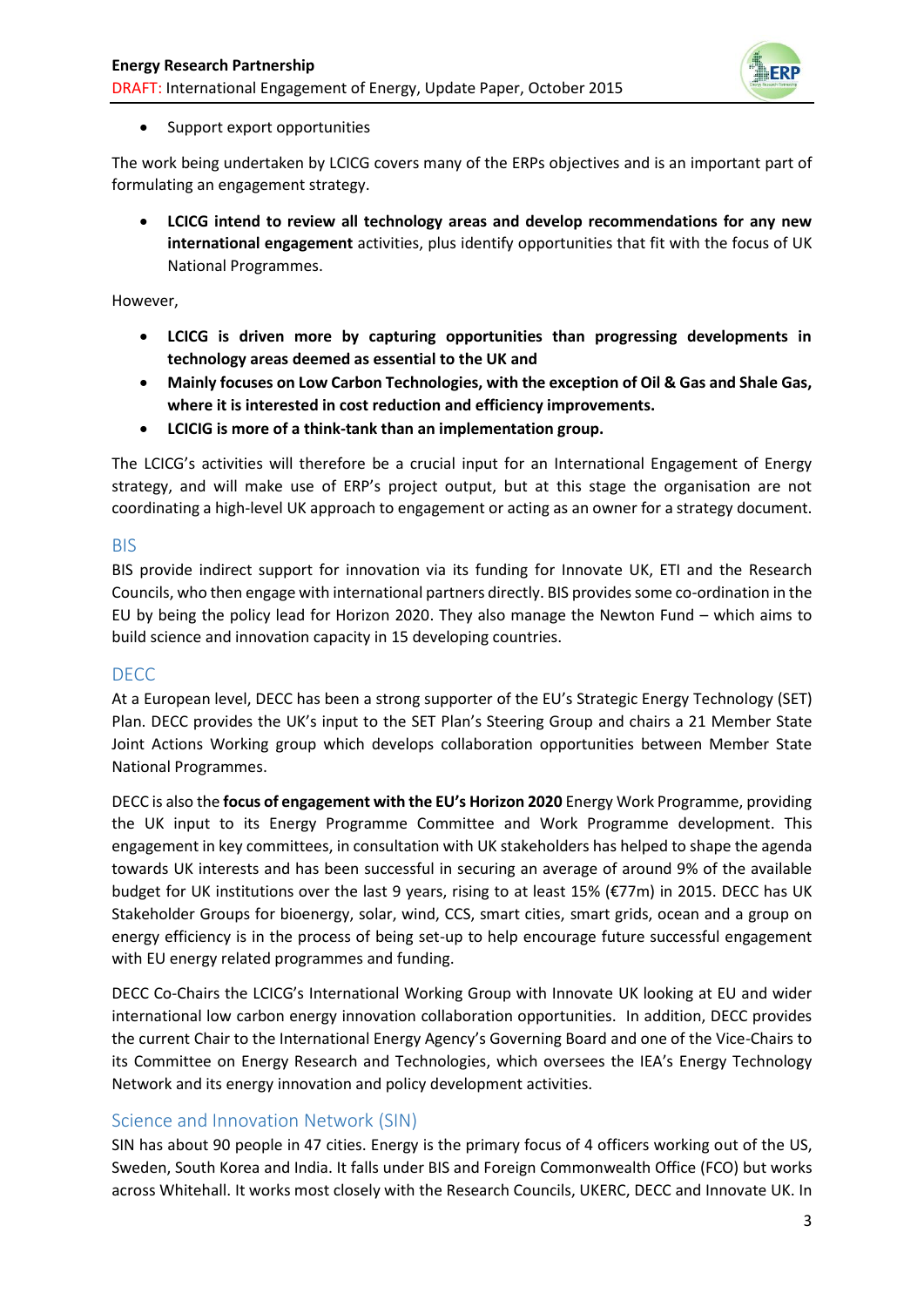- Support export opportunities

The work being undertaken by LCICG covers many of the ERPs objectives and is an important part of formulating an engagement strategy.

- **LCICG intend to review all technology areas and develop recommendations for any new international engagement** activities, plus identify opportunities that fit with the focus of UK National Programmes.

However,

- **LCICG is driven more by capturing opportunities than progressing developments in technology areas deemed as essential to the UK and**
- **Mainly focuses on Low Carbon Technologies, with the exception of Oil & Gas and Shale Gas, where it is interested in cost reduction and efficiency improvements.**
- **LCICIG is more of a think-tank than an implementation group.**

The LCICG's activities will therefore be a crucial input for an International Engagement of Energy strategy, and will make use of ERP's project output, but at this stage the organisation are not coordinating a high-level UK approach to engagement or acting as an owner for a strategy document.

## BIS

BIS provide indirect support for innovation via its funding for Innovate UK, ETI and the Research Councils, who then engage with international partners directly. BIS provides some co-ordination in the EU by being the policy lead for Horizon 2020. They also manage the Newton Fund – which aims to build science and innovation capacity in 15 developing countries.

## DECC

At a European level, DECC has been a strong supporter of the EU's Strategic Energy Technology (SET) Plan. DECC provides the UK's input to the SET Plan's Steering Group and chairs a 21 Member State Joint Actions Working group which develops collaboration opportunities between Member State National Programmes.

DECC is also the **focus of engagement with the EU's Horizon 2020** Energy Work Programme, providing the UK input to its Energy Programme Committee and Work Programme development. This engagement in key committees, in consultation with UK stakeholders has helped to shape the agenda towards UK interests and has been successful in securing an average of around 9% of the available budget for UK institutions over the last 9 years, rising to at least 15% (€77m) in 2015. DECC has UK Stakeholder Groups for bioenergy, solar, wind, CCS, smart cities, smart grids, ocean and a group on energy efficiency is in the process of being set-up to help encourage future successful engagement with EU energy related programmes and funding.

DECC Co-Chairs the LCICG's International Working Group with Innovate UK looking at EU and wider international low carbon energy innovation collaboration opportunities. In addition, DECC provides the current Chair to the International Energy Agency's Governing Board and one of the Vice-Chairs to its Committee on Energy Research and Technologies, which oversees the IEA's Energy Technology Network and its energy innovation and policy development activities.

## Science and Innovation Network (SIN)

SIN has about 90 people in 47 cities. Energy is the primary focus of 4 officers working out of the US, Sweden, South Korea and India. It falls under BIS and Foreign Commonwealth Office (FCO) but works across Whitehall. It works most closely with the Research Councils, UKERC, DECC and Innovate UK. In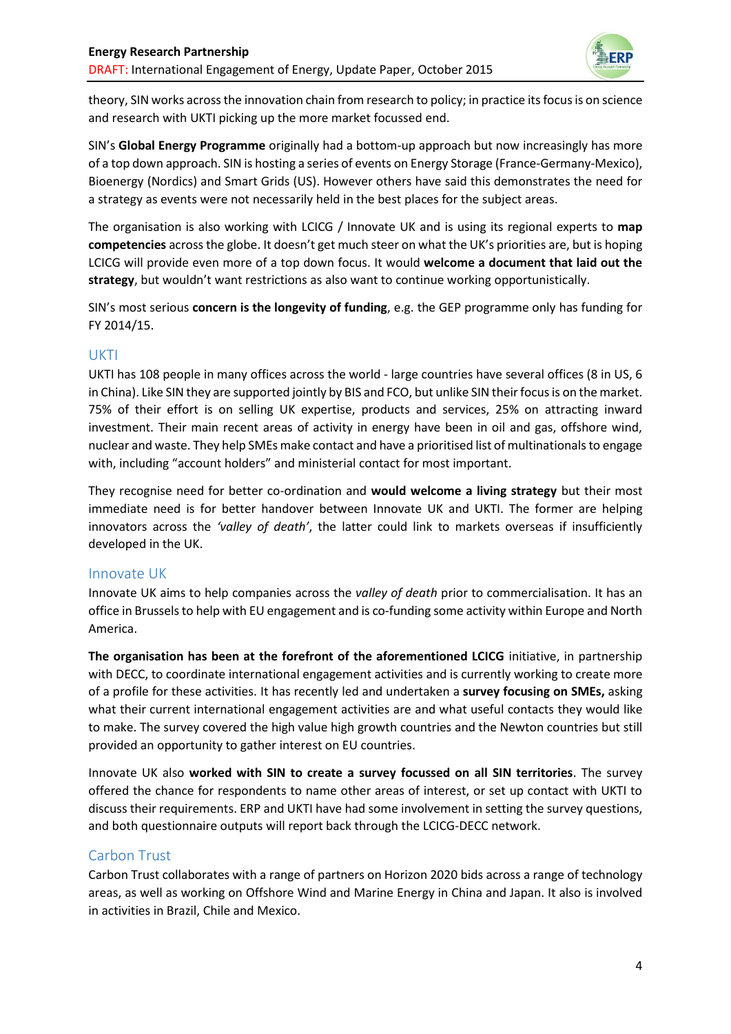theory, SIN works across the innovation chain from research to policy; in practice its focus is on science and research with UKTI picking up the more market focussed end.

SIN's **Global Energy Programme** originally had a bottom-up approach but now increasingly has more of a top down approach. SIN is hosting a series of events on Energy Storage (France-Germany-Mexico), Bioenergy (Nordics) and Smart Grids (US). However others have said this demonstrates the need for a strategy as events were not necessarily held in the best places for the subject areas.

The organisation is also working with LCICG / Innovate UK and is using its regional experts to **map competencies** across the globe. It doesn't get much steer on what the UK's priorities are, but is hoping LCICG will provide even more of a top down focus. It would **welcome a document that laid out the strategy**, but wouldn't want restrictions as also want to continue working opportunistically.

SIN's most serious **concern is the longevity of funding**, e.g. the GEP programme only has funding for FY 2014/15.

### UKTI

UKTI has 108 people in many offices across the world - large countries have several offices (8 in US, 6 in China). Like SIN they are supported jointly by BIS and FCO, but unlike SIN their focus is on the market. 75% of their effort is on selling UK expertise, products and services, 25% on attracting inward investment. Their main recent areas of activity in energy have been in oil and gas, offshore wind, nuclear and waste. They help SMEs make contact and have a prioritised list of multinationals to engage with, including "account holders" and ministerial contact for most important.

They recognise need for better co-ordination and **would welcome a living strategy** but their most immediate need is for better handover between Innovate UK and UKTI. The former are helping innovators across the *'valley of death'*, the latter could link to markets overseas if insufficiently developed in the UK.

### Innovate UK

Innovate UK aims to help companies across the *valley of death* prior to commercialisation. It has an office in Brussels to help with EU engagement and is co-funding some activity within Europe and North America.

**The organisation has been at the forefront of the aforementioned LCICG** initiative, in partnership with DECC, to coordinate international engagement activities and is currently working to create more of a profile for these activities. It has recently led and undertaken a **survey focusing on SMEs,** asking what their current international engagement activities are and what useful contacts they would like to make. The survey covered the high value high growth countries and the Newton countries but still provided an opportunity to gather interest on EU countries.

Innovate UK also **worked with SIN to create a survey focussed on all SIN territories**. The survey offered the chance for respondents to name other areas of interest, or set up contact with UKTI to discuss their requirements. ERP and UKTI have had some involvement in setting the survey questions, and both questionnaire outputs will report back through the LCICG-DECC network.

### Carbon Trust

Carbon Trust collaborates with a range of partners on Horizon 2020 bids across a range of technology areas, as well as working on Offshore Wind and Marine Energy in China and Japan. It also is involved in activities in Brazil, Chile and Mexico.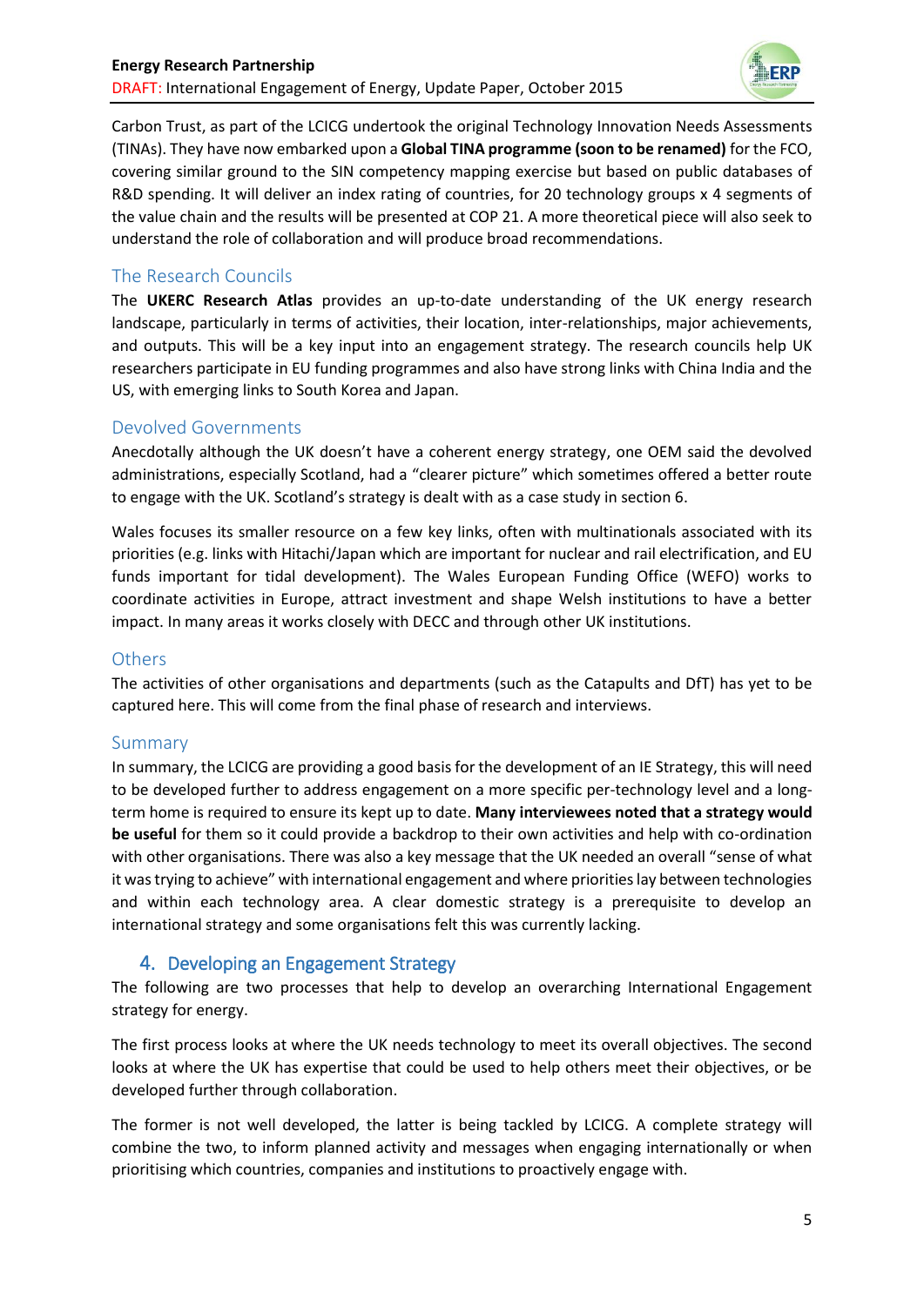Carbon Trust, as part of the LCICG undertook the original Technology Innovation Needs Assessments (TINAs). They have now embarked upon a **Global TINA programme (soon to be renamed)** for the FCO, covering similar ground to the SIN competency mapping exercise but based on public databases of R&D spending. It will deliver an index rating of countries, for 20 technology groups x 4 segments of the value chain and the results will be presented at COP 21. A more theoretical piece will also seek to understand the role of collaboration and will produce broad recommendations.

### The Research Councils

The **UKERC Research Atlas** provides an up-to-date understanding of the UK energy research landscape, particularly in terms of activities, their location, inter-relationships, major achievements, and outputs. This will be a key input into an engagement strategy. The research councils help UK researchers participate in EU funding programmes and also have strong links with China India and the US, with emerging links to South Korea and Japan.

### Devolved Governments

Anecdotally although the UK doesn't have a coherent energy strategy, one OEM said the devolved administrations, especially Scotland, had a "clearer picture" which sometimes offered a better route to engage with the UK. Scotland's strategy is dealt with as a case study in section 6.

Wales focuses its smaller resource on a few key links, often with multinationals associated with its priorities (e.g. links with Hitachi/Japan which are important for nuclear and rail electrification, and EU funds important for tidal development). The Wales European Funding Office (WEFO) works to coordinate activities in Europe, attract investment and shape Welsh institutions to have a better impact. In many areas it works closely with DECC and through other UK institutions.

### Others

The activities of other organisations and departments (such as the Catapults and DfT) has yet to be captured here. This will come from the final phase of research and interviews.

### Summary

In summary, the LCICG are providing a good basis for the development of an IE Strategy, this will need to be developed further to address engagement on a more specific per-technology level and a long-term home is required to ensure its kept up to date. **Many interviewees noted that a strategy would be useful** for them so it could provide a backdrop to their own activities and help with co-ordination with other organisations. There was also a key message that the UK needed an overall "sense of what it was trying to achieve" with international engagement and where priorities lay between technologies and within each technology area. A clear domestic strategy is a prerequisite to develop an international strategy and some organisations felt this was currently lacking.

## 4. Developing an Engagement Strategy

The following are two processes that help to develop an overarching International Engagement strategy for energy.

The first process looks at where the UK needs technology to meet its overall objectives. The second looks at where the UK has expertise that could be used to help others meet their objectives, or be developed further through collaboration.

The former is not well developed, the latter is being tackled by LCICG. A complete strategy will combine the two, to inform planned activity and messages when engaging internationally or when prioritising which countries, companies and institutions to proactively engage with.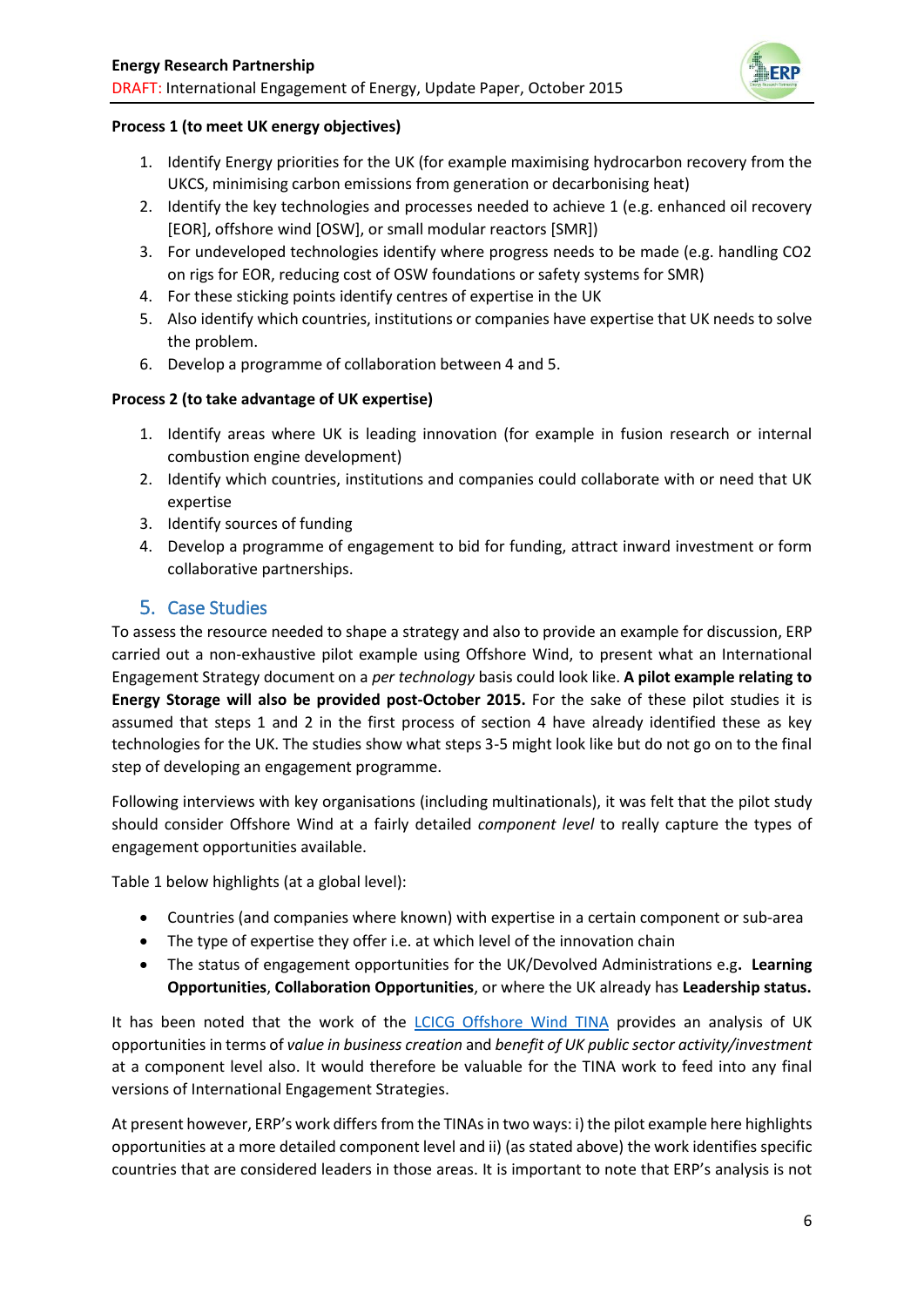**Process 1 (to meet UK energy objectives)**

1. Identify Energy priorities for the UK (for example maximising hydrocarbon recovery from the UKCS, minimising carbon emissions from generation or decarbonising heat)
2. Identify the key technologies and processes needed to achieve 1 (e.g. enhanced oil recovery [EOR], offshore wind [OSW], or small modular reactors [SMR])
3. For undeveloped technologies identify where progress needs to be made (e.g. handling CO2 on rigs for EOR, reducing cost of OSW foundations or safety systems for SMR)
4. For these sticking points identify centres of expertise in the UK
5. Also identify which countries, institutions or companies have expertise that UK needs to solve the problem.
6. Develop a programme of collaboration between 4 and 5.

**Process 2 (to take advantage of UK expertise)**

1. Identify areas where UK is leading innovation (for example in fusion research or internal combustion engine development)
2. Identify which countries, institutions and companies could collaborate with or need that UK expertise
3. Identify sources of funding
4. Develop a programme of engagement to bid for funding, attract inward investment or form collaborative partnerships.

## 5. Case Studies

To assess the resource needed to shape a strategy and also to provide an example for discussion, ERP carried out a non-exhaustive pilot example using Offshore Wind, to present what an International Engagement Strategy document on a *per technology* basis could look like. **A pilot example relating to Energy Storage will also be provided post-October 2015.** For the sake of these pilot studies it is assumed that steps 1 and 2 in the first process of section 4 have already identified these as key technologies for the UK. The studies show what steps 3-5 might look like but do not go on to the final step of developing an engagement programme.

Following interviews with key organisations (including multinationals), it was felt that the pilot study should consider Offshore Wind at a fairly detailed *component level* to really capture the types of engagement opportunities available.

Table 1 below highlights (at a global level):

- Countries (and companies where known) with expertise in a certain component or sub-area
- The type of expertise they offer i.e. at which level of the innovation chain
- The status of engagement opportunities for the UK/Devolved Administrations e.g**. Learning Opportunities**, **Collaboration Opportunities**, or where the UK already has **Leadership status.**

It has been noted that the work of the LCICG Offshore Wind TINA provides an analysis of UK opportunities in terms of *value in business creation* and *benefit of UK public sector activity/investment* at a component level also. It would therefore be valuable for the TINA work to feed into any final versions of International Engagement Strategies.

At present however, ERP's work differs from the TINAs in two ways: i) the pilot example here highlights opportunities at a more detailed component level and ii) (as stated above) the work identifies specific countries that are considered leaders in those areas. It is important to note that ERP's analysis is not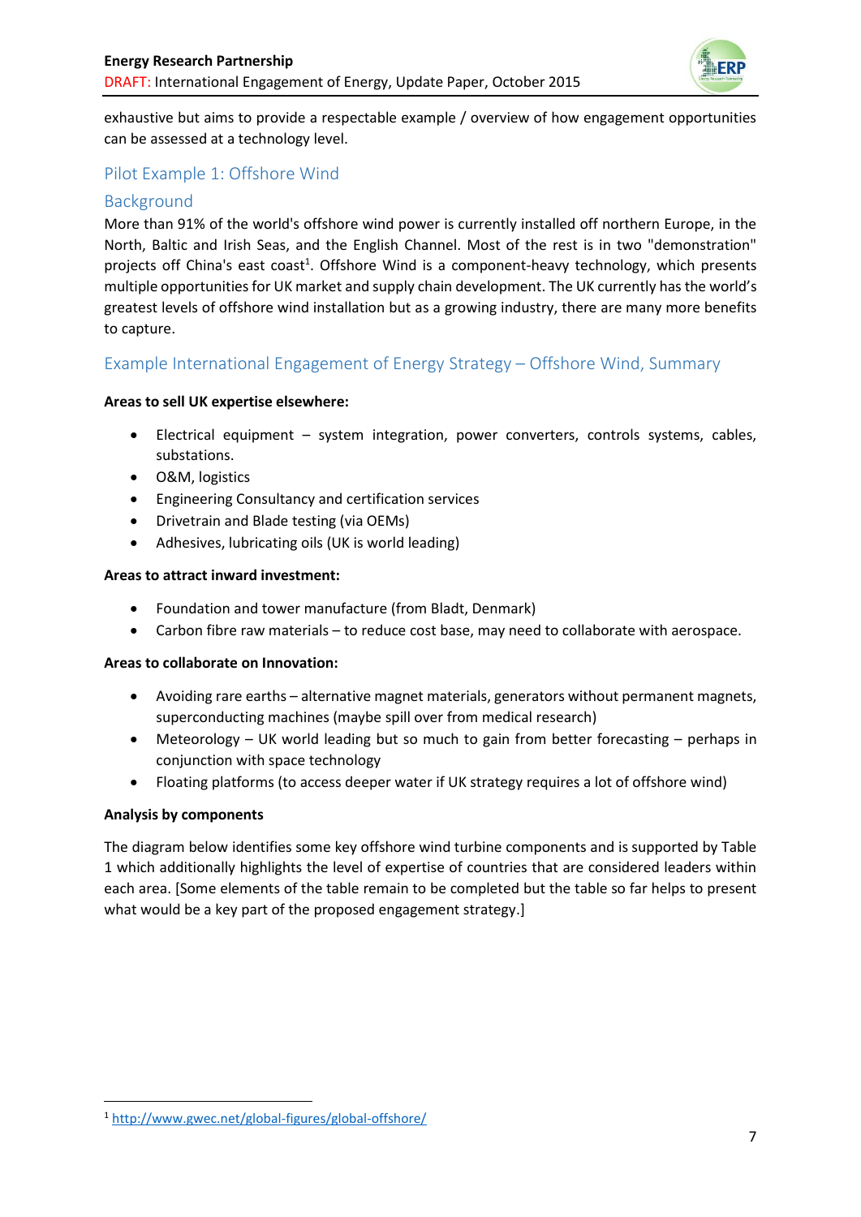exhaustive but aims to provide a respectable example / overview of how engagement opportunities can be assessed at a technology level.

## Pilot Example 1: Offshore Wind

### Background

More than 91% of the world's offshore wind power is currently installed off northern Europe, in the North, Baltic and Irish Seas, and the English Channel. Most of the rest is in two "demonstration" projects off China's east coast[1]. Offshore Wind is a component-heavy technology, which presents multiple opportunities for UK market and supply chain development. The UK currently has the world's greatest levels of offshore wind installation but as a growing industry, there are many more benefits to capture.

### Example International Engagement of Energy Strategy – Offshore Wind, Summary

**Areas to sell UK expertise elsewhere:**

- Electrical equipment – system integration, power converters, controls systems, cables, substations.
- O&M, logistics
- Engineering Consultancy and certification services
- Drivetrain and Blade testing (via OEMs)
- Adhesives, lubricating oils (UK is world leading)

**Areas to attract inward investment:**

- Foundation and tower manufacture (from Bladt, Denmark)
- Carbon fibre raw materials – to reduce cost base, may need to collaborate with aerospace.

**Areas to collaborate on Innovation:**

- Avoiding rare earths – alternative magnet materials, generators without permanent magnets, superconducting machines (maybe spill over from medical research)
- Meteorology – UK world leading but so much to gain from better forecasting – perhaps in conjunction with space technology
- Floating platforms (to access deeper water if UK strategy requires a lot of offshore wind)

**Analysis by components**

The diagram below identifies some key offshore wind turbine components and is supported by Table 1 which additionally highlights the level of expertise of countries that are considered leaders within each area. [Some elements of the table remain to be completed but the table so far helps to present what would be a key part of the proposed engagement strategy.]

[1] http://www.gwec.net/global-figures/global-offshore/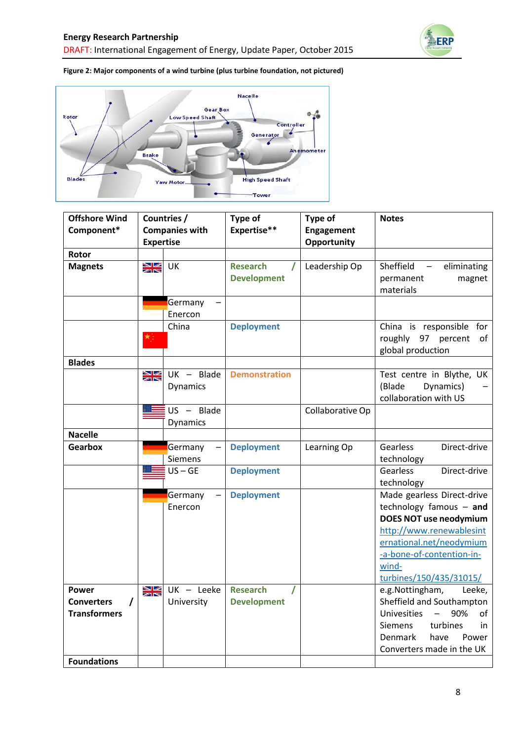**Figure 2: Major components of a wind turbine (plus turbine foundation, not pictured)**

| Offshore Wind Component* | Countries / Companies with Expertise | Type of Expertise** | Type of Engagement Opportunity | Notes |
|---|---|---|---|---|
| **Rotor** | | | | |
| **Magnets** | UK | Research / Development | Leadership Op | Sheffield – eliminating permanent magnet materials |
| | Germany – Enercon | | | |
| | China | Deployment | | China is responsible for roughly 97 percent of global production |
| **Blades** | | | | |
| | UK – Blade Dynamics | Demonstration | | Test centre in Blythe, UK (Blade Dynamics) – collaboration with US |
| | US – Blade Dynamics | | Collaborative Op | |
| **Nacelle** | | | | |
| **Gearbox** | Germany – Siemens | Deployment | Learning Op | Gearless Direct-drive technology |
| | US – GE | Deployment | | Gearless Direct-drive technology |
| | Germany – Enercon | Deployment | | Made gearless Direct-drive technology famous – **and DOES NOT use neodymium** http://www.renewablesinternational.net/neodymium-a-bone-of-contention-in-wind-turbines/150/435/31015/ |
| **Power Converters / Transformers** | UK – Leeke University | Research / Development | | e.g.Nottingham, Leeke, Sheffield and Southampton Univesities – 90% of Siemens turbines in Denmark have Power Converters made in the UK |
| **Foundations** | | | | |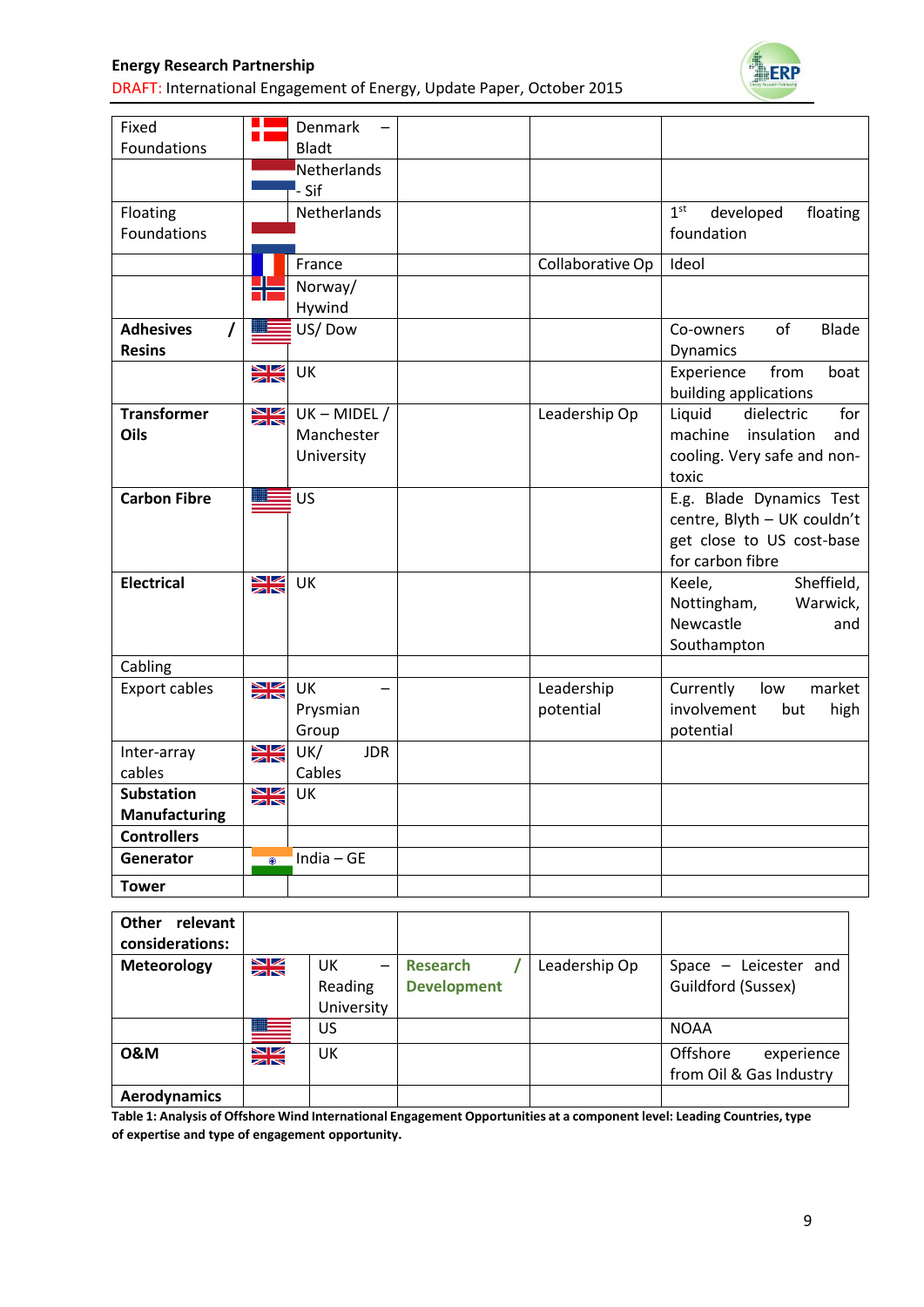| | | | | |
|---|---|---|---|---|
| Fixed Foundations | | Denmark – Bladt | | |
| | | Netherlands - Sif | | |
| Floating Foundations | | Netherlands | | 1st developed floating foundation |
| | | France | Collaborative Op | Ideol |
| | | Norway/ Hywind | | |
| **Adhesives / Resins** | | US/ Dow | | Co-owners of Blade Dynamics |
| | | UK | | Experience from boat building applications |
| **Transformer Oils** | | UK – MIDEL / Manchester University | Leadership Op | Liquid dielectric for machine insulation and cooling. Very safe and non-toxic |
| **Carbon Fibre** | | US | | E.g. Blade Dynamics Test centre, Blyth – UK couldn't get close to US cost-base for carbon fibre |
| **Electrical** | | UK | | Keele, Sheffield, Nottingham, Warwick, Newcastle and Southampton |
| Cabling | | | | |
| Export cables | | UK – Prysmian Group | Leadership potential | Currently low market involvement but high potential |
| Inter-array cables | | UK/ JDR Cables | | |
| **Substation Manufacturing** | | UK | | |
| **Controllers** | | | | |
| **Generator** | | India – GE | | |
| **Tower** | | | | |

| | | | | | |
|---|---|---|---|---|---|
| **Other relevant considerations:** | | | | | |
| **Meteorology** | | UK – Reading University | **Research / Development** | Leadership Op | Space – Leicester and Guildford (Sussex) |
| | | US | | | NOAA |
| **O&M** | | UK | | | Offshore experience from Oil & Gas Industry |
| **Aerodynamics** | | | | | |

**Table 1: Analysis of Offshore Wind International Engagement Opportunities at a component level: Leading Countries, type of expertise and type of engagement opportunity.**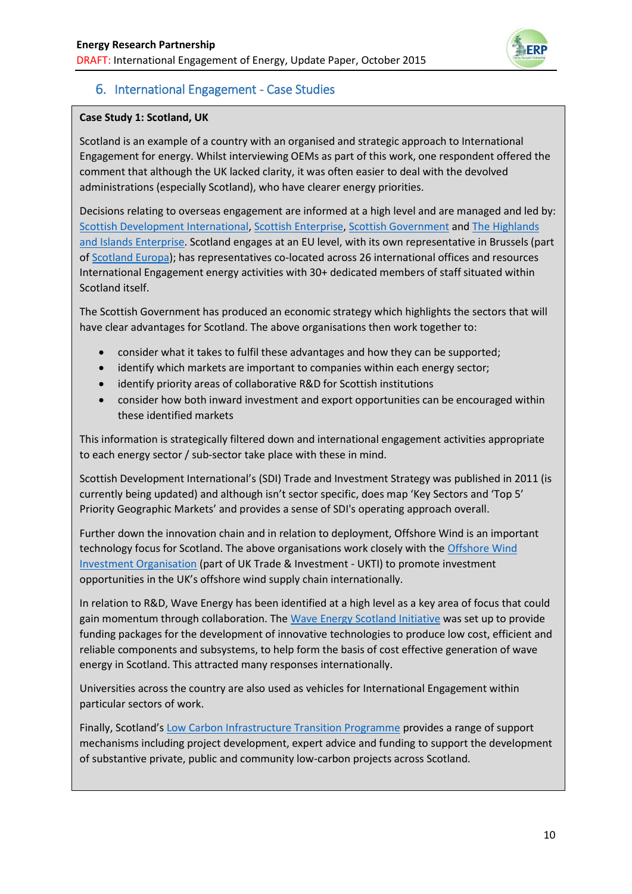## 6. International Engagement - Case Studies

**Case Study 1: Scotland, UK**

Scotland is an example of a country with an organised and strategic approach to International Engagement for energy. Whilst interviewing OEMs as part of this work, one respondent offered the comment that although the UK lacked clarity, it was often easier to deal with the devolved administrations (especially Scotland), who have clearer energy priorities.

Decisions relating to overseas engagement are informed at a high level and are managed and led by: Scottish Development International, Scottish Enterprise, Scottish Government and The Highlands and Islands Enterprise. Scotland engages at an EU level, with its own representative in Brussels (part of Scotland Europa); has representatives co-located across 26 international offices and resources International Engagement energy activities with 30+ dedicated members of staff situated within Scotland itself.

The Scottish Government has produced an economic strategy which highlights the sectors that will have clear advantages for Scotland. The above organisations then work together to:

- consider what it takes to fulfil these advantages and how they can be supported;
- identify which markets are important to companies within each energy sector;
- identify priority areas of collaborative R&D for Scottish institutions
- consider how both inward investment and export opportunities can be encouraged within these identified markets

This information is strategically filtered down and international engagement activities appropriate to each energy sector / sub-sector take place with these in mind.

Scottish Development International's (SDI) Trade and Investment Strategy was published in 2011 (is currently being updated) and although isn't sector specific, does map 'Key Sectors and 'Top 5' Priority Geographic Markets' and provides a sense of SDI's operating approach overall.

Further down the innovation chain and in relation to deployment, Offshore Wind is an important technology focus for Scotland. The above organisations work closely with the Offshore Wind Investment Organisation (part of UK Trade & Investment - UKTI) to promote investment opportunities in the UK's offshore wind supply chain internationally.

In relation to R&D, Wave Energy has been identified at a high level as a key area of focus that could gain momentum through collaboration. The Wave Energy Scotland Initiative was set up to provide funding packages for the development of innovative technologies to produce low cost, efficient and reliable components and subsystems, to help form the basis of cost effective generation of wave energy in Scotland. This attracted many responses internationally.

Universities across the country are also used as vehicles for International Engagement within particular sectors of work.

Finally, Scotland's Low Carbon Infrastructure Transition Programme provides a range of support mechanisms including project development, expert advice and funding to support the development of substantive private, public and community low-carbon projects across Scotland.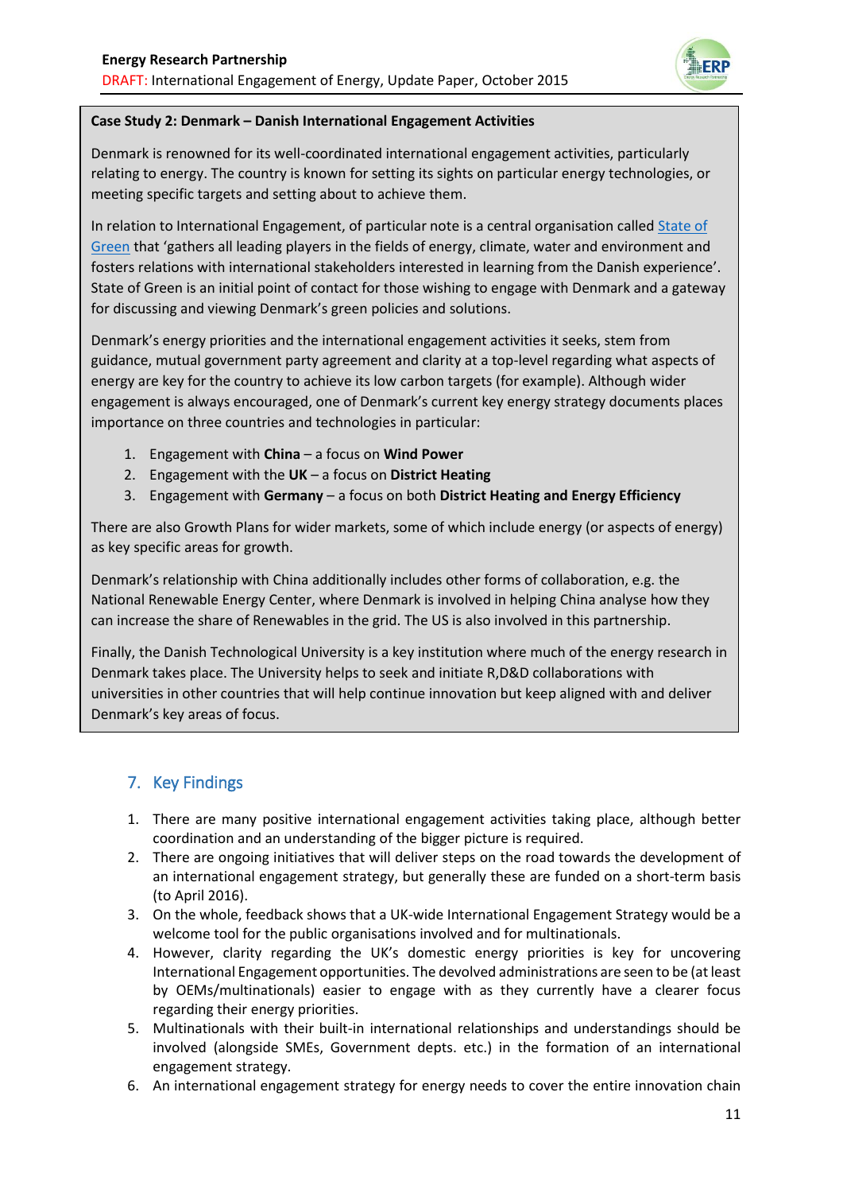**Case Study 2: Denmark – Danish International Engagement Activities**

Denmark is renowned for its well-coordinated international engagement activities, particularly relating to energy. The country is known for setting its sights on particular energy technologies, or meeting specific targets and setting about to achieve them.

In relation to International Engagement, of particular note is a central organisation called State of Green that 'gathers all leading players in the fields of energy, climate, water and environment and fosters relations with international stakeholders interested in learning from the Danish experience'. State of Green is an initial point of contact for those wishing to engage with Denmark and a gateway for discussing and viewing Denmark's green policies and solutions.

Denmark's energy priorities and the international engagement activities it seeks, stem from guidance, mutual government party agreement and clarity at a top-level regarding what aspects of energy are key for the country to achieve its low carbon targets (for example). Although wider engagement is always encouraged, one of Denmark's current key energy strategy documents places importance on three countries and technologies in particular:

1. Engagement with **China** – a focus on **Wind Power**
2. Engagement with the **UK** – a focus on **District Heating**
3. Engagement with **Germany** – a focus on both **District Heating and Energy Efficiency**

There are also Growth Plans for wider markets, some of which include energy (or aspects of energy) as key specific areas for growth.

Denmark's relationship with China additionally includes other forms of collaboration, e.g. the National Renewable Energy Center, where Denmark is involved in helping China analyse how they can increase the share of Renewables in the grid. The US is also involved in this partnership.

Finally, the Danish Technological University is a key institution where much of the energy research in Denmark takes place. The University helps to seek and initiate R,D&D collaborations with universities in other countries that will help continue innovation but keep aligned with and deliver Denmark's key areas of focus.

## 7. Key Findings

1. There are many positive international engagement activities taking place, although better coordination and an understanding of the bigger picture is required.
2. There are ongoing initiatives that will deliver steps on the road towards the development of an international engagement strategy, but generally these are funded on a short-term basis (to April 2016).
3. On the whole, feedback shows that a UK-wide International Engagement Strategy would be a welcome tool for the public organisations involved and for multinationals.
4. However, clarity regarding the UK's domestic energy priorities is key for uncovering International Engagement opportunities. The devolved administrations are seen to be (at least by OEMs/multinationals) easier to engage with as they currently have a clearer focus regarding their energy priorities.
5. Multinationals with their built-in international relationships and understandings should be involved (alongside SMEs, Government depts. etc.) in the formation of an international engagement strategy.
6. An international engagement strategy for energy needs to cover the entire innovation chain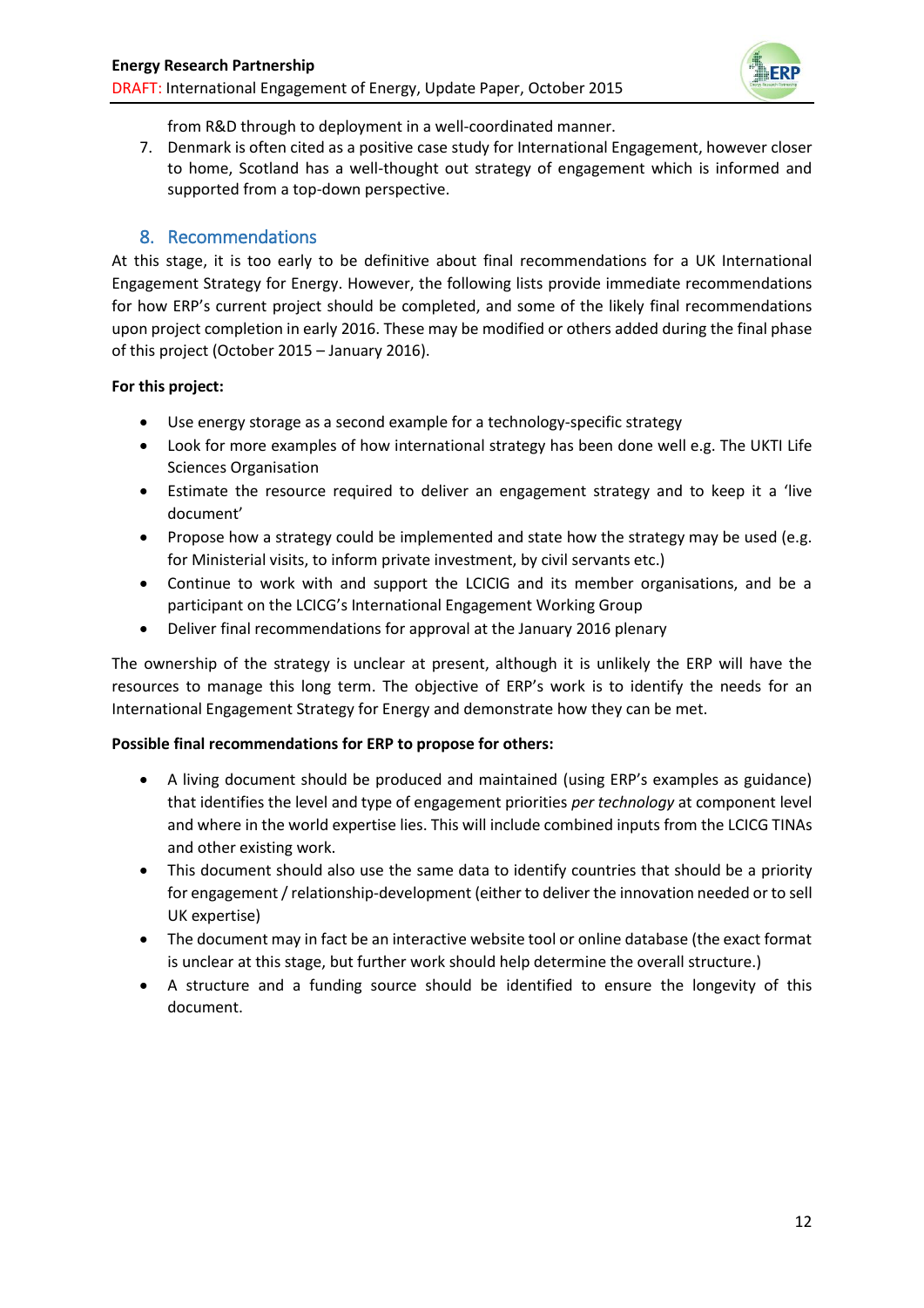from R&D through to deployment in a well-coordinated manner.

7. Denmark is often cited as a positive case study for International Engagement, however closer to home, Scotland has a well-thought out strategy of engagement which is informed and supported from a top-down perspective.

## 8. Recommendations

At this stage, it is too early to be definitive about final recommendations for a UK International Engagement Strategy for Energy. However, the following lists provide immediate recommendations for how ERP's current project should be completed, and some of the likely final recommendations upon project completion in early 2016. These may be modified or others added during the final phase of this project (October 2015 – January 2016).

**For this project:**

- Use energy storage as a second example for a technology-specific strategy
- Look for more examples of how international strategy has been done well e.g. The UKTI Life Sciences Organisation
- Estimate the resource required to deliver an engagement strategy and to keep it a 'live document'
- Propose how a strategy could be implemented and state how the strategy may be used (e.g. for Ministerial visits, to inform private investment, by civil servants etc.)
- Continue to work with and support the LCICIG and its member organisations, and be a participant on the LCICG's International Engagement Working Group
- Deliver final recommendations for approval at the January 2016 plenary

The ownership of the strategy is unclear at present, although it is unlikely the ERP will have the resources to manage this long term. The objective of ERP's work is to identify the needs for an International Engagement Strategy for Energy and demonstrate how they can be met.

**Possible final recommendations for ERP to propose for others:**

- A living document should be produced and maintained (using ERP's examples as guidance) that identifies the level and type of engagement priorities *per technology* at component level and where in the world expertise lies. This will include combined inputs from the LCICG TINAs and other existing work.
- This document should also use the same data to identify countries that should be a priority for engagement / relationship-development (either to deliver the innovation needed or to sell UK expertise)
- The document may in fact be an interactive website tool or online database (the exact format is unclear at this stage, but further work should help determine the overall structure.)
- A structure and a funding source should be identified to ensure the longevity of this document.